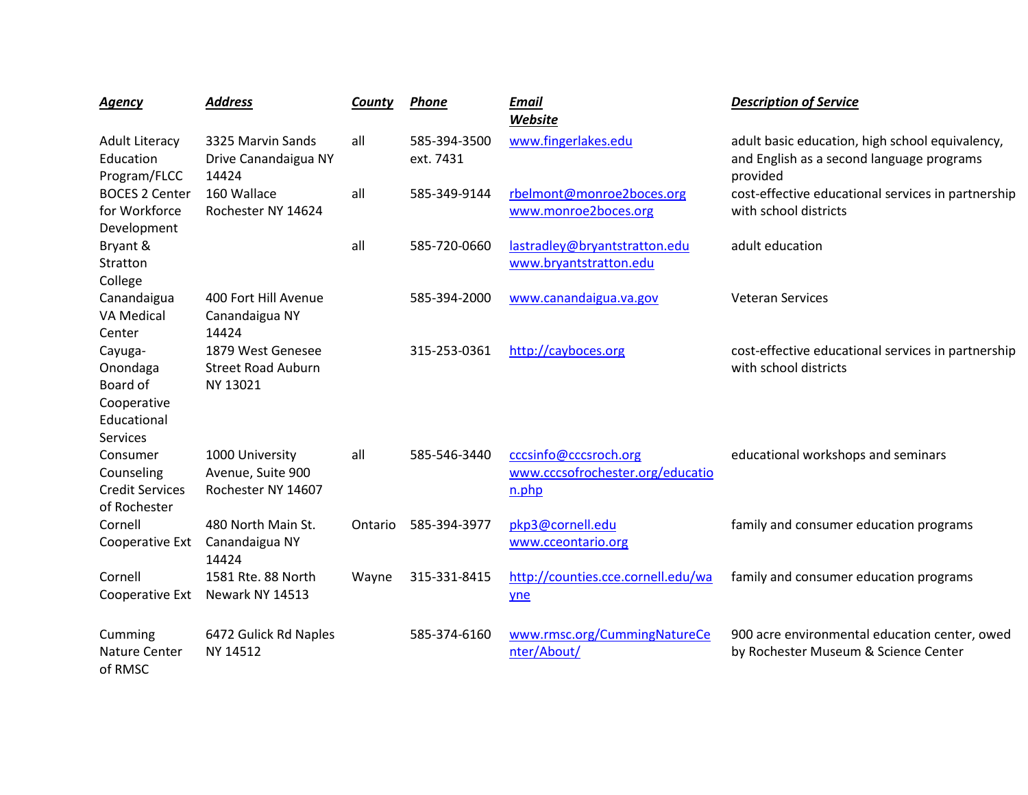| ***Agency*** | ***Address*** | ***County*** | ***Phone*** | ***Email Website*** | ***Description of Service*** |
|---|---|---|---|---|---|
| Adult Literacy Education Program/FLCC | 3325 Marvin Sands Drive Canandaigua NY 14424 | all | 585-394-3500 ext. 7431 | www.fingerlakes.edu | adult basic education, high school equivalency, and English as a second language programs provided |
| BOCES 2 Center for Workforce Development | 160 Wallace Rochester NY 14624 | all | 585-349-9144 | rbelmont@monroe2boces.org www.monroe2boces.org | cost-effective educational services in partnership with school districts |
| Bryant & Stratton College | | all | 585-720-0660 | lastradley@bryantstratton.edu www.bryantstratton.edu | adult education |
| Canandaigua VA Medical Center | 400 Fort Hill Avenue Canandaigua NY 14424 | | 585-394-2000 | www.canandaigua.va.gov | Veteran Services |
| Cayuga-Onondaga Board of Cooperative Educational Services | 1879 West Genesee Street Road Auburn NY 13021 | | 315-253-0361 | http://cayboces.org | cost-effective educational services in partnership with school districts |
| Consumer Counseling Credit Services of Rochester | 1000 University Avenue, Suite 900 Rochester NY 14607 | all | 585-546-3440 | cccsinfo@cccsroch.org www.cccsofrochester.org/education.php | educational workshops and seminars |
| Cornell Cooperative Ext | 480 North Main St. Canandaigua NY 14424 | Ontario | 585-394-3977 | pkp3@cornell.edu www.cceontario.org | family and consumer education programs |
| Cornell Cooperative Ext | 1581 Rte. 88 North Newark NY 14513 | Wayne | 315-331-8415 | http://counties.cce.cornell.edu/wayne | family and consumer education programs |
| Cumming Nature Center of RMSC | 6472 Gulick Rd Naples NY 14512 | | 585-374-6160 | www.rmsc.org/CummingNatureCenter/About/ | 900 acre environmental education center, owed by Rochester Museum & Science Center |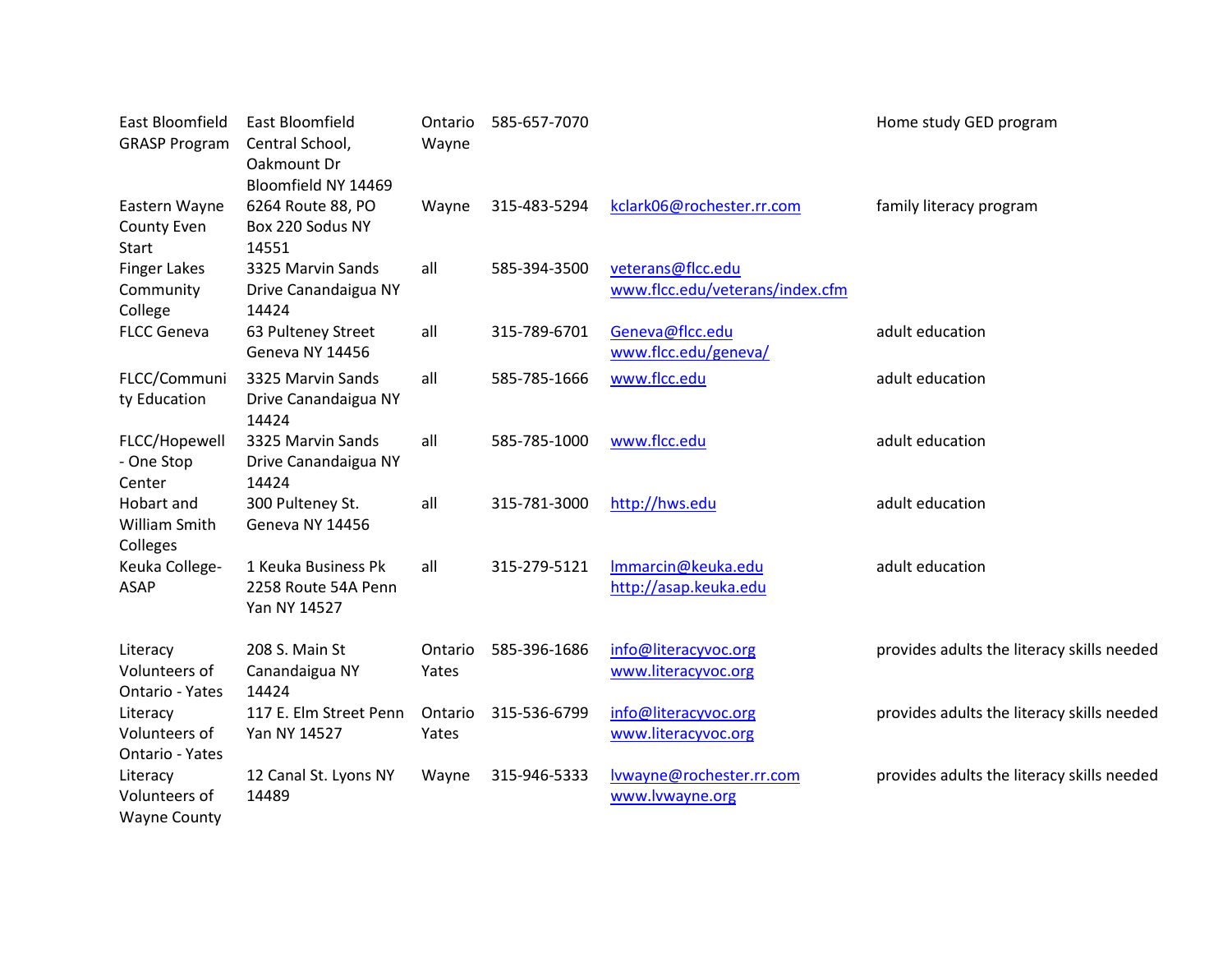| | | | | | |
|---|---|---|---|---|---|
| East Bloomfield GRASP Program | East Bloomfield Central School, Oakmount Dr Bloomfield NY 14469 | Ontario Wayne | 585-657-7070 | | Home study GED program |
| Eastern Wayne County Even Start | 6264 Route 88, PO Box 220 Sodus NY 14551 | Wayne | 315-483-5294 | kclark06@rochester.rr.com | family literacy program |
| Finger Lakes Community College | 3325 Marvin Sands Drive Canandaigua NY 14424 | all | 585-394-3500 | veterans@flcc.edu www.flcc.edu/veterans/index.cfm | |
| FLCC Geneva | 63 Pulteney Street Geneva NY 14456 | all | 315-789-6701 | Geneva@flcc.edu www.flcc.edu/geneva/ | adult education |
| FLCC/Community Education | 3325 Marvin Sands Drive Canandaigua NY 14424 | all | 585-785-1666 | www.flcc.edu | adult education |
| FLCC/Hopewell - One Stop Center | 3325 Marvin Sands Drive Canandaigua NY 14424 | all | 585-785-1000 | www.flcc.edu | adult education |
| Hobart and William Smith Colleges | 300 Pulteney St. Geneva NY 14456 | all | 315-781-3000 | http://hws.edu | adult education |
| Keuka College-ASAP | 1 Keuka Business Pk 2258 Route 54A Penn Yan NY 14527 | all | 315-279-5121 | lmmarcin@keuka.edu http://asap.keuka.edu | adult education |
| Literacy Volunteers of Ontario - Yates | 208 S. Main St Canandaigua NY 14424 | Ontario Yates | 585-396-1686 | info@literacyvoc.org www.literacyvoc.org | provides adults the literacy skills needed |
| Literacy Volunteers of Ontario - Yates | 117 E. Elm Street Penn Yan NY 14527 | Ontario Yates | 315-536-6799 | info@literacyvoc.org www.literacyvoc.org | provides adults the literacy skills needed |
| Literacy Volunteers of Wayne County | 12 Canal St. Lyons NY 14489 | Wayne | 315-946-5333 | lvwayne@rochester.rr.com www.lvwayne.org | provides adults the literacy skills needed |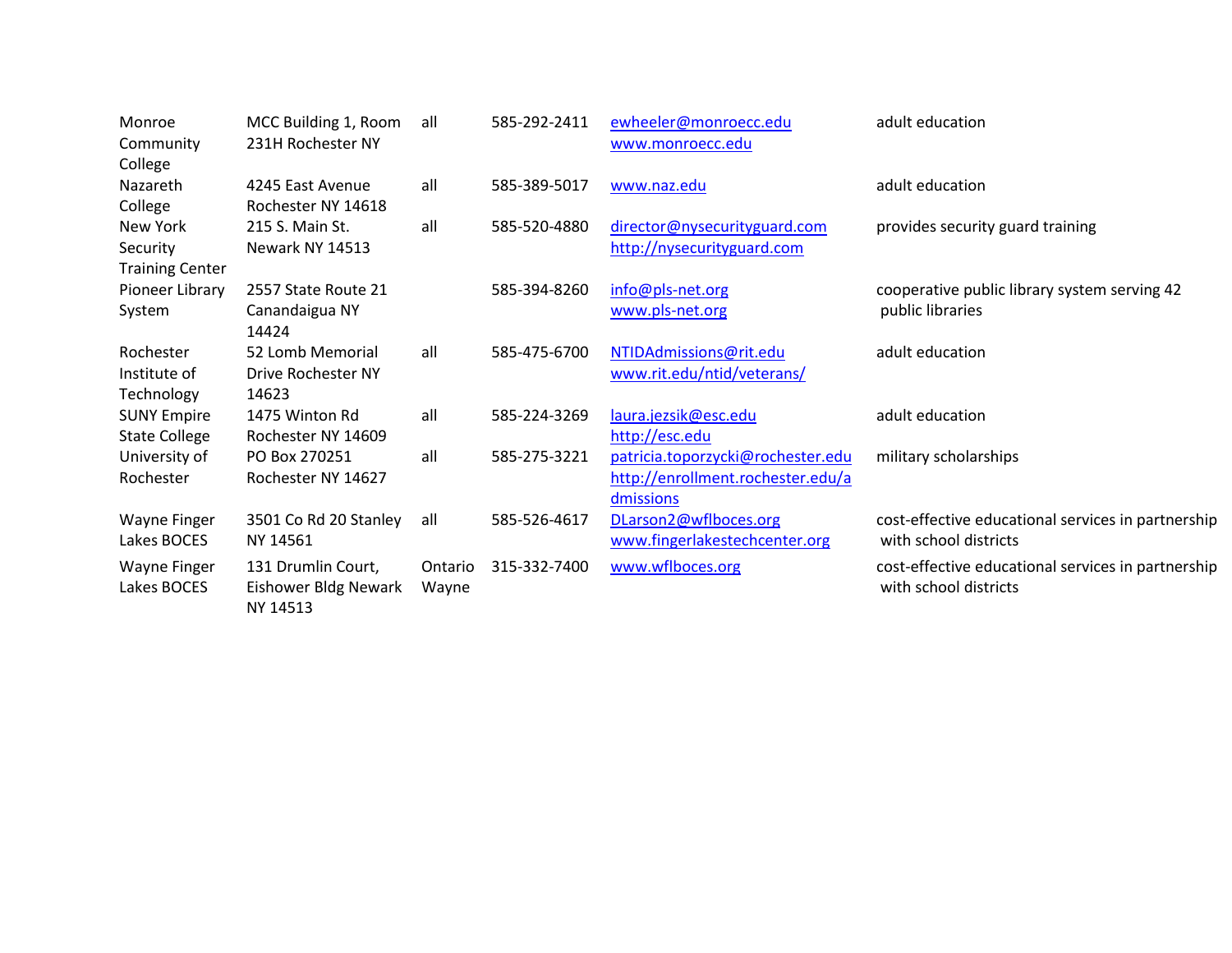| | | | | | |
|---|---|---|---|---|---|
| Monroe Community College | MCC Building 1, Room 231H Rochester NY | all | 585-292-2411 | ewheeler@monroecc.edu www.monroecc.edu | adult education |
| Nazareth College | 4245 East Avenue Rochester NY 14618 | all | 585-389-5017 | www.naz.edu | adult education |
| New York Security Training Center | 215 S. Main St. Newark NY 14513 | all | 585-520-4880 | director@nysecurityguard.com http://nysecurityguard.com | provides security guard training |
| Pioneer Library System | 2557 State Route 21 Canandaigua NY 14424 | | 585-394-8260 | info@pls-net.org www.pls-net.org | cooperative public library system serving 42 public libraries |
| Rochester Institute of Technology | 52 Lomb Memorial Drive Rochester NY 14623 | all | 585-475-6700 | NTIDAdmissions@rit.edu www.rit.edu/ntid/veterans/ | adult education |
| SUNY Empire State College | 1475 Winton Rd Rochester NY 14609 | all | 585-224-3269 | laura.jezsik@esc.edu http://esc.edu | adult education |
| University of Rochester | PO Box 270251 Rochester NY 14627 | all | 585-275-3221 | patricia.toporzycki@rochester.edu http://enrollment.rochester.edu/admissions | military scholarships |
| Wayne Finger Lakes BOCES | 3501 Co Rd 20 Stanley NY 14561 | all | 585-526-4617 | DLarson2@wflboces.org www.fingerlakestechcenter.org | cost-effective educational services in partnership with school districts |
| Wayne Finger Lakes BOCES | 131 Drumlin Court, Eishower Bldg Newark NY 14513 | Ontario Wayne | 315-332-7400 | www.wflboces.org | cost-effective educational services in partnership with school districts |